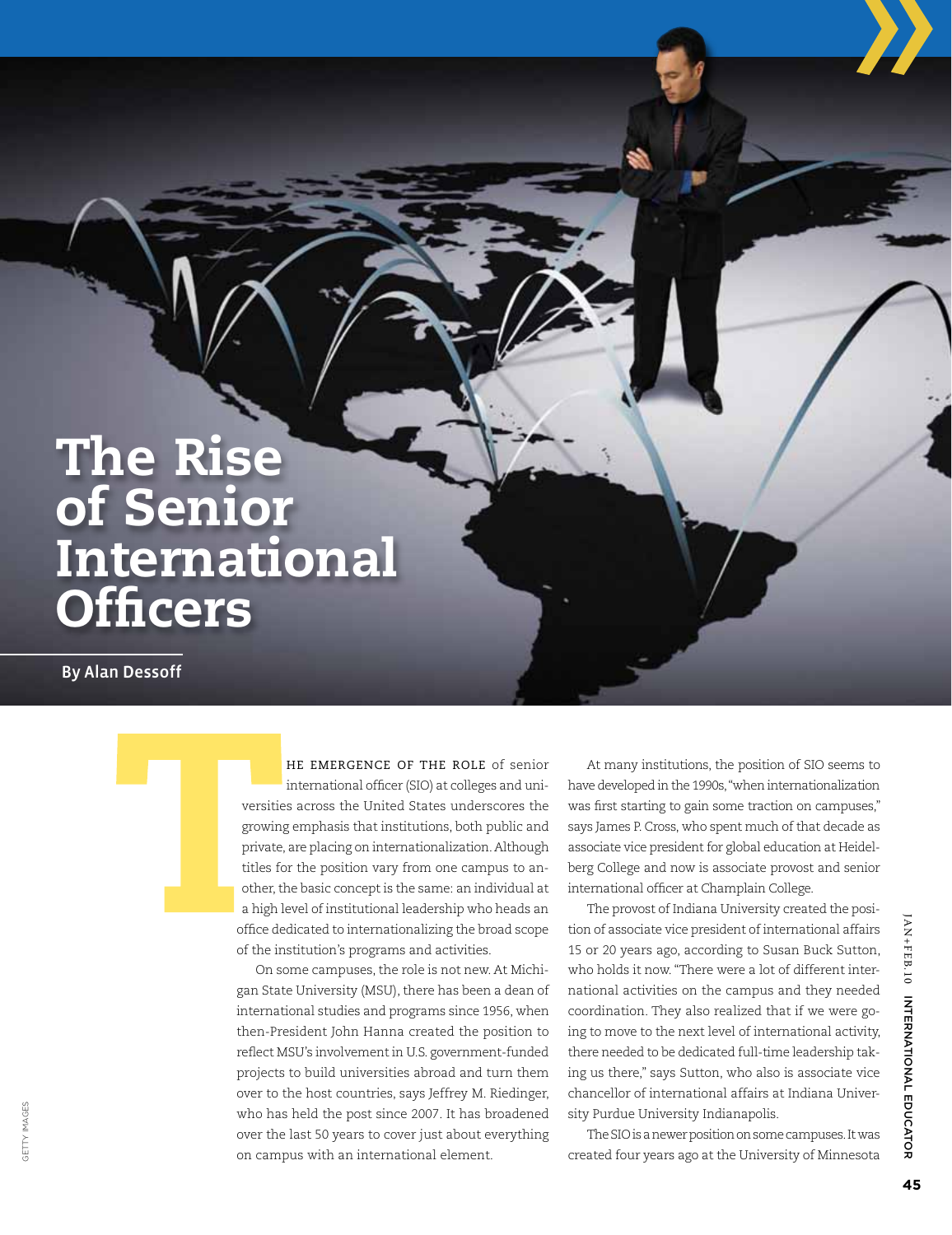# The Rise of Senior International Officers

**By Alan Dessoff**

THE EMERGENCE OF THE ROLE of senior international officer (SIO) at colleges and universities across the United States underscores the growing emphasis that institutions, both public and private, are placing on internationalization. Although titles for the position vary from one campus to another, the basic concept is the same: an individual at a high level of institutional leadership who heads an office dedicated to internationalizing the broad scope of the institution's programs and activities.

On some campuses, the role is not new. At Michigan State University (MSU), there has been a dean of international studies and programs since 1956, when then-President John Hanna created the position to reflect MSU's involvement in U.S. government-funded projects to build universities abroad and turn them over to the host countries, says Jeffrey M. Riedinger, who has held the post since 2007. It has broadened over the last 50 years to cover just about everything on campus with an international element.

At many institutions, the position of SIO seems to have developed in the 1990s, "when internationalization was first starting to gain some traction on campuses," says James P. Cross, who spent much of that decade as associate vice president for global education at Heidelberg College and now is associate provost and senior international officer at Champlain College.

The provost of Indiana University created the position of associate vice president of international affairs 15 or 20 years ago, according to Susan Buck Sutton, who holds it now. "There were a lot of different international activities on the campus and they needed coordination. They also realized that if we were going to move to the next level of international activity, there needed to be dedicated full-time leadership taking us there," says Sutton, who also is associate vice chancellor of international affairs at Indiana University Purdue University Indianapolis.

The SIO is a newer position on some campuses. It was created four years ago at the University of Minnesota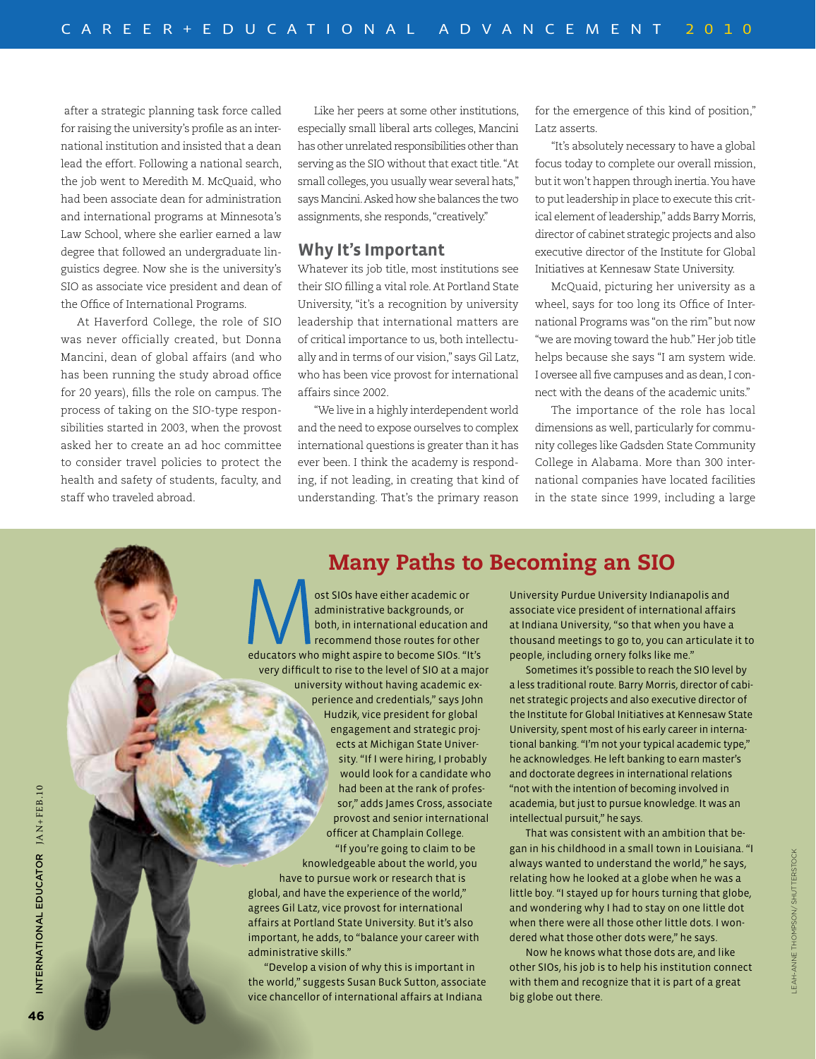after a strategic planning task force called for raising the university's profile as an international institution and insisted that a dean lead the effort. Following a national search, the job went to Meredith M. McQuaid, who had been associate dean for administration and international programs at Minnesota's Law School, where she earlier earned a law degree that followed an undergraduate linguistics degree. Now she is the university's SIO as associate vice president and dean of the Office of International Programs.

At Haverford College, the role of SIO was never officially created, but Donna Mancini, dean of global affairs (and who has been running the study abroad office for 20 years), fills the role on campus. The process of taking on the SIO-type responsibilities started in 2003, when the provost asked her to create an ad hoc committee to consider travel policies to protect the health and safety of students, faculty, and staff who traveled abroad.

Like her peers at some other institutions, especially small liberal arts colleges, Mancini has other unrelated responsibilities other than serving as the SIO without that exact title. "At small colleges, you usually wear several hats," says Mancini. Asked how she balances the two assignments, she responds, "creatively."

## Why It's Important

Whatever its job title, most institutions see their SIO filling a vital role. At Portland State University, "it's a recognition by university leadership that international matters are of critical importance to us, both intellectually and in terms of our vision," says Gil Latz, who has been vice provost for international affairs since 2002.

"We live in a highly interdependent world and the need to expose ourselves to complex international questions is greater than it has ever been. I think the academy is responding, if not leading, in creating that kind of understanding. That's the primary reason for the emergence of this kind of position," Latz asserts.

"It's absolutely necessary to have a global focus today to complete our overall mission, but it won't happen through inertia. You have to put leadership in place to execute this critical element of leadership," adds Barry Morris, director of cabinet strategic projects and also executive director of the Institute for Global Initiatives at Kennesaw State University.

McQuaid, picturing her university as a wheel, says for too long its Office of International Programs was "on the rim" but now "we are moving toward the hub." Her job title helps because she says "I am system wide. I oversee all five campuses and as dean, I connect with the deans of the academic units."

The importance of the role has local dimensions as well, particularly for community colleges like Gadsden State Community College in Alabama. More than 300 international companies have located facilities in the state since 1999, including a large

## Many Paths to Becoming an SIO

Most SIOs have either academic or administrative backgrounds, or both, in international education and recommend those routes for other educators who might aspire to become SIOs. "It's very difficult to rise to the level of SIO at a major university without having academic experience and credentials," says John Hudzik, vice president for global engagement and strategic projects at Michigan State University. "If I were hiring, I probably would look for a candidate who had been at the rank of professor," adds James Cross, associate provost and senior international officer at Champlain College.

"If you're going to claim to be knowledgeable about the world, you have to pursue work or research that is global, and have the experience of the world," agrees Gil Latz, vice provost for international affairs at Portland State University. But it's also important, he adds, to "balance your career with administrative skills."

"Develop a vision of why this is important in the world," suggests Susan Buck Sutton, associate vice chancellor of international affairs at Indiana University Purdue University Indianapolis and associate vice president of international affairs at Indiana University, "so that when you have a thousand meetings to go to, you can articulate it to people, including ornery folks like me."

Sometimes it's possible to reach the SIO level by a less traditional route. Barry Morris, director of cabinet strategic projects and also executive director of the Institute for Global Initiatives at Kennesaw State University, spent most of his early career in international banking. "I'm not your typical academic type," he acknowledges. He left banking to earn master's and doctorate degrees in international relations "not with the intention of becoming involved in academia, but just to pursue knowledge. It was an intellectual pursuit," he says.

That was consistent with an ambition that began in his childhood in a small town in Louisiana. "I always wanted to understand the world," he says, relating how he looked at a globe when he was a little boy. "I stayed up for hours turning that globe, and wondering why I had to stay on one little dot when there were all those other little dots. I wondered what those other dots were," he says.

Now he knows what those dots are, and like other SIOs, his job is to help his institution connect with them and recognize that it is part of a great big globe out there.

LEAH-ANNE THOMPSON/ SHUTTERSTOCK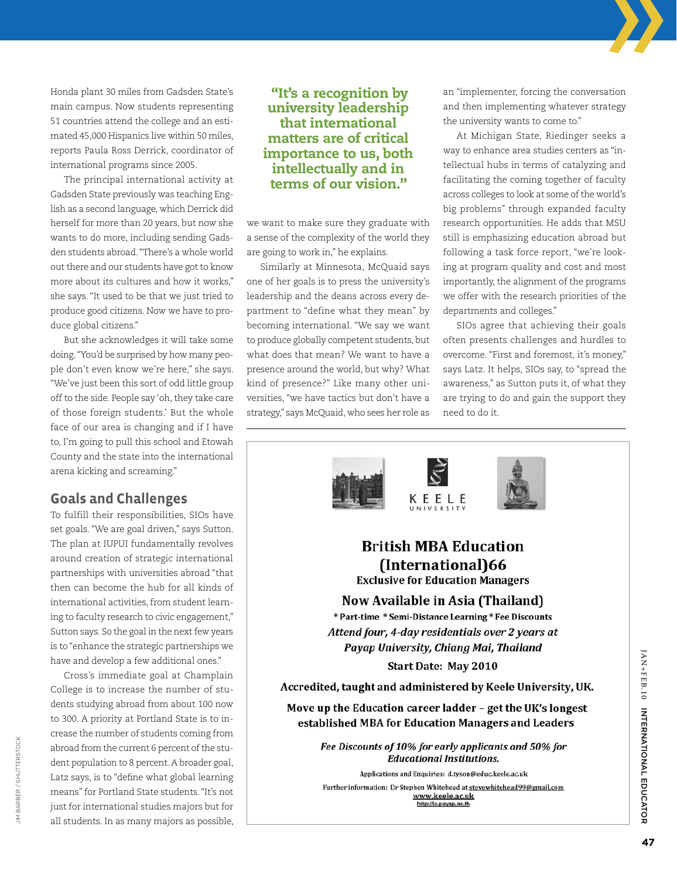Honda plant 30 miles from Gadsden State's main campus. Now students representing 51 countries attend the college and an estimated 45,000 Hispanics live within 50 miles, reports Paula Ross Derrick, coordinator of international programs since 2005.

The principal international activity at Gadsden State previously was teaching English as a second language, which Derrick did herself for more than 20 years, but now she wants to do more, including sending Gadsden students abroad. "There's a whole world out there and our students have got to know more about its cultures and how it works," she says. "It used to be that we just tried to produce good citizens. Now we have to produce global citizens."

But she acknowledges it will take some doing. "You'd be surprised by how many people don't even know we're here," she says. "We've just been this sort of odd little group off to the side. People say 'oh, they take care of those foreign students.' But the whole face of our area is changing and if I have to, I'm going to pull this school and Etowah County and the state into the international arena kicking and screaming."

## Goals and Challenges

To fulfill their responsibilities, SIOs have set goals. "We are goal driven," says Sutton. The plan at IUPUI fundamentally revolves around creation of strategic international partnerships with universities abroad "that then can become the hub for all kinds of international activities, from student learning to faculty research to civic engagement," Sutton says. So the goal in the next few years is to "enhance the strategic partnerships we have and develop a few additional ones."

Cross's immediate goal at Champlain College is to increase the number of students studying abroad from about 100 now to 300. A priority at Portland State is to increase the number of students coming from abroad from the current 6 percent of the student population to 8 percent. A broader goal, Latz says, is to "define what global learning means" for Portland State students. "It's not just for international studies majors but for all students. In as many majors as possible, we want to make sure they graduate with a sense of the complexity of the world they are going to work in," he explains.

> **"It's a recognition by university leadership that international matters are of critical importance to us, both intellectually and in terms of our vision."**

Similarly at Minnesota, McQuaid says one of her goals is to press the university's leadership and the deans across every department to "define what they mean" by becoming international. "We say we want to produce globally competent students, but what does that mean? We want to have a presence around the world, but why? What kind of presence?" Like many other universities, "we have tactics but don't have a strategy," says McQuaid, who sees her role as an "implementer, forcing the conversation and then implementing whatever strategy the university wants to come to."

At Michigan State, Riedinger seeks a way to enhance area studies centers as "intellectual hubs in terms of catalyzing and facilitating the coming together of faculty across colleges to look at some of the world's big problems" through expanded faculty research opportunities. He adds that MSU still is emphasizing education abroad but following a task force report, "we're looking at program quality and cost and most importantly, the alignment of the programs we offer with the research priorities of the departments and colleges."

SIOs agree that achieving their goals often presents challenges and hurdles to overcome. "First and foremost, it's money," says Latz. It helps, SIOs say, to "spread the awareness," as Sutton puts it, of what they are trying to do and gain the support they need to do it.

---

KEELE UNIVERSITY

**British MBA Education (International)66**

**Exclusive for Education Managers**

**Now Available in Asia (Thailand)**

**\* Part-time \* Semi-Distance Learning \* Fee Discounts**

***Attend four, 4-day residentials over 2 years at Payap University, Chiang Mai, Thailand***

**Start Date: May 2010**

**Accredited, taught and administered by Keele University, UK.**

**Move up the Education career ladder – get the UK's longest established MBA for Education Managers and Leaders**

***Fee Discounts of 10% for early applicants and 50% for Educational Institutions.***

Applications and Enquiries: d.tyson@educ.keele.ac.uk

Further information: Dr Stephen Whitehead at stevewhitehead99@gmail.com

www.keele.ac.uk

http://ic.payap.ac.th

JIM BARBER / SHUTTERSTOCK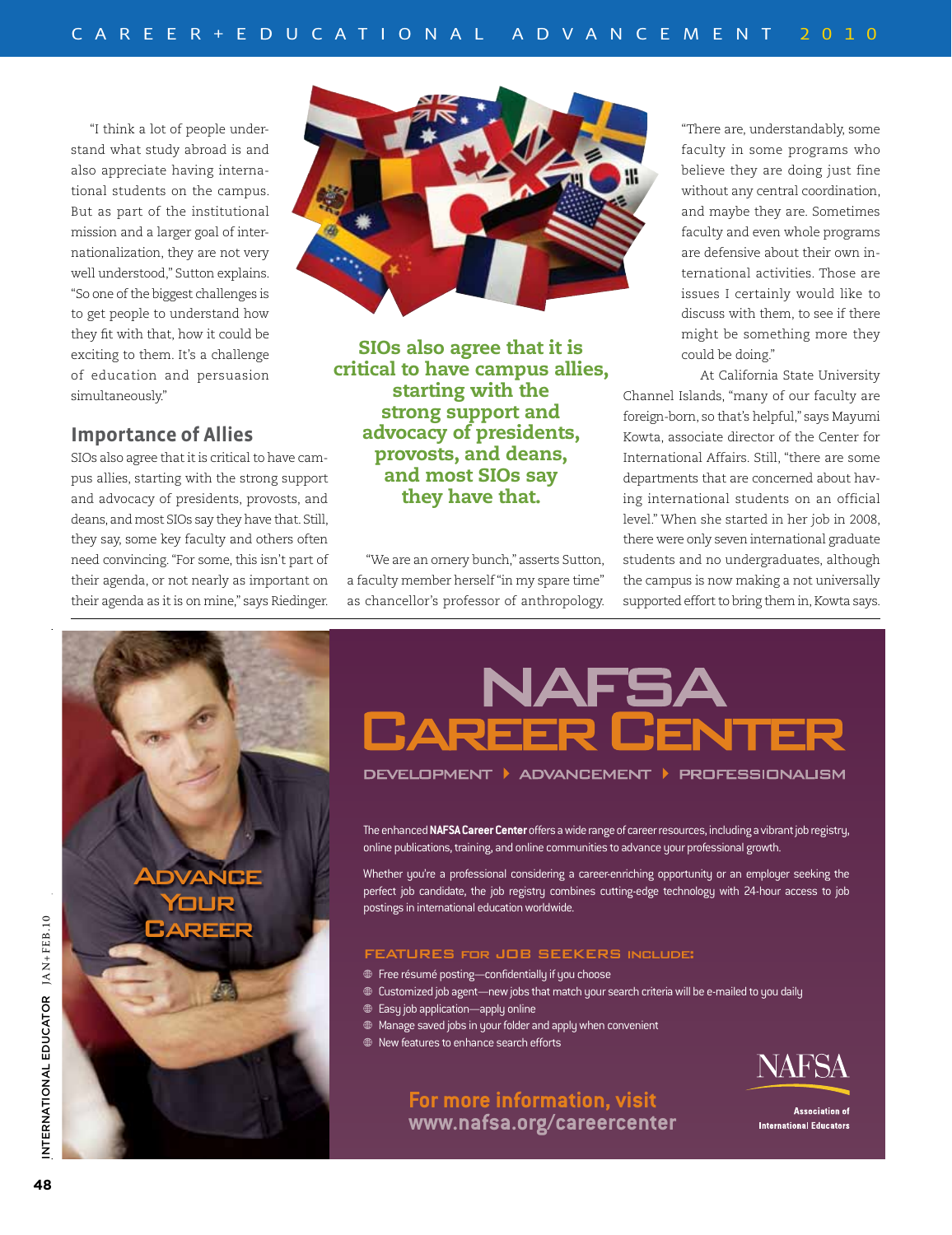"I think a lot of people understand what study abroad is and also appreciate having international students on the campus. But as part of the institutional mission and a larger goal of internationalization, they are not very well understood," Sutton explains. "So one of the biggest challenges is to get people to understand how they fit with that, how it could be exciting to them. It's a challenge of education and persuasion simultaneously."

## Importance of Allies

SIOs also agree that it is critical to have campus allies, starting with the strong support and advocacy of presidents, provosts, and deans, and most SIOs say they have that. Still, they say, some key faculty and others often need convincing. "For some, this isn't part of their agenda, or not nearly as important on their agenda as it is on mine," says Riedinger.

**SIOs also agree that it is critical to have campus allies, starting with the strong support and advocacy of presidents, provosts, and deans, and most SIOs say they have that.**

"We are an ornery bunch," asserts Sutton, a faculty member herself "in my spare time" as chancellor's professor of anthropology. "There are, understandably, some faculty in some programs who believe they are doing just fine without any central coordination, and maybe they are. Sometimes faculty and even whole programs are defensive about their own international activities. Those are issues I certainly would like to discuss with them, to see if there might be something more they could be doing."

At California State University Channel Islands, "many of our faculty are foreign-born, so that's helpful," says Mayumi Kowta, associate director of the Center for International Affairs. Still, "there are some departments that are concerned about having international students on an official level." When she started in her job in 2008, there were only seven international graduate students and no undergraduates, although the campus is now making a not universally supported effort to bring them in, Kowta says.

---

**ADVANCE YOUR CAREER**

# NAFSA CAREER CENTER

DEVELOPMENT ▸ ADVANCEMENT ▸ PROFESSIONALISM

The enhanced **NAFSA Career Center** offers a wide range of career resources, including a vibrant job registry, online publications, training, and online communities to advance your professional growth.

Whether you're a professional considering a career-enriching opportunity or an employer seeking the perfect job candidate, the job registry combines cutting-edge technology with 24-hour access to job postings in international education worldwide.

### FEATURES FOR JOB SEEKERS INCLUDE:

- Free résumé posting—confidentially if you choose
- Customized job agent—new jobs that match your search criteria will be e-mailed to you daily
- Easy job application—apply online
- Manage saved jobs in your folder and apply when convenient
- New features to enhance search efforts

**For more information, visit www.nafsa.org/careercenter**

NAFSA
Association of International Educators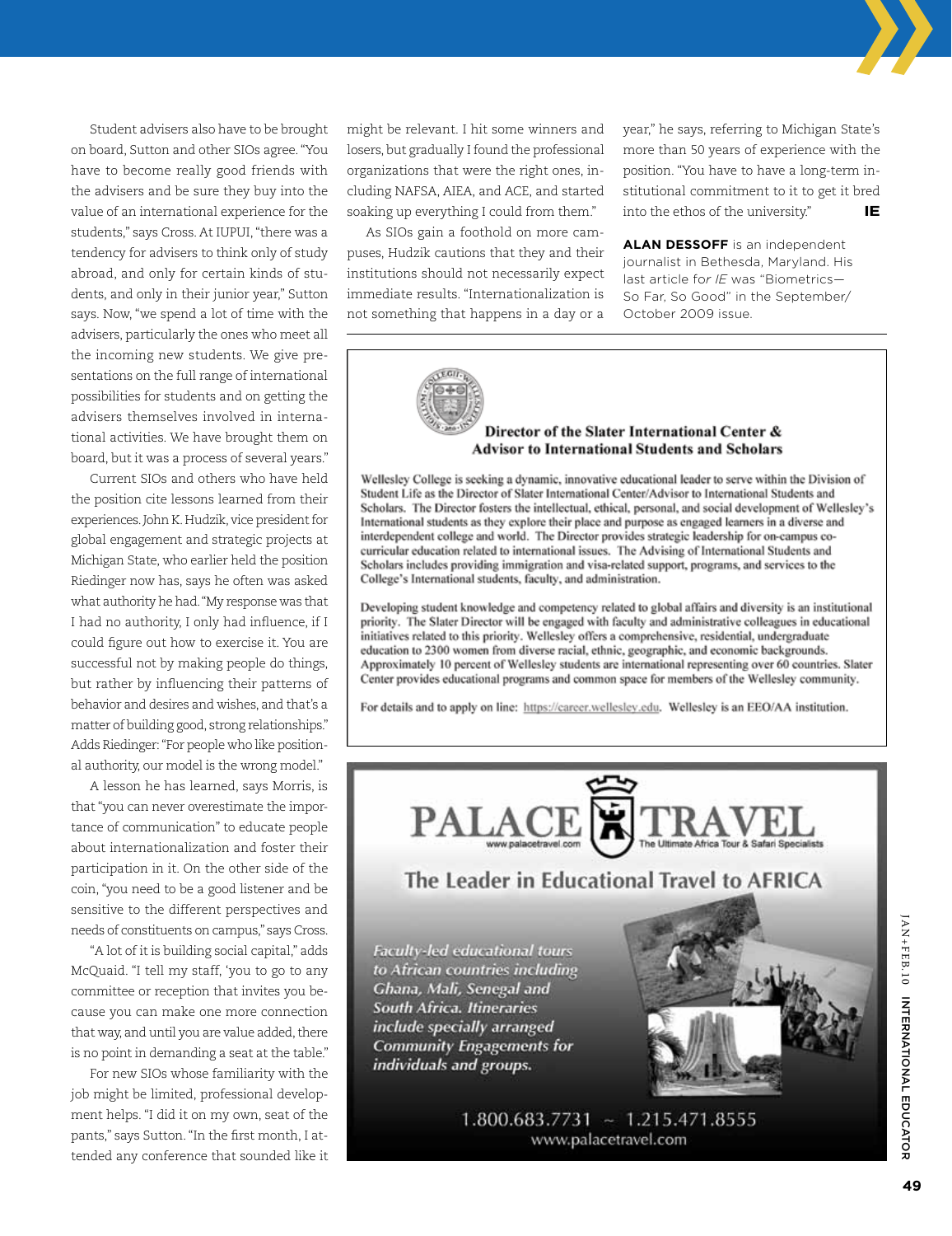Student advisers also have to be brought on board, Sutton and other SIOs agree. "You have to become really good friends with the advisers and be sure they buy into the value of an international experience for the students," says Cross. At IUPUI, "there was a tendency for advisers to think only of study abroad, and only for certain kinds of students, and only in their junior year," Sutton says. Now, "we spend a lot of time with the advisers, particularly the ones who meet all the incoming new students. We give presentations on the full range of international possibilities for students and on getting the advisers themselves involved in international activities. We have brought them on board, but it was a process of several years."

Current SIOs and others who have held the position cite lessons learned from their experiences. John K. Hudzik, vice president for global engagement and strategic projects at Michigan State, who earlier held the position Riedinger now has, says he often was asked what authority he had. "My response was that I had no authority, I only had influence, if I could figure out how to exercise it. You are successful not by making people do things, but rather by influencing their patterns of behavior and desires and wishes, and that's a matter of building good, strong relationships." Adds Riedinger: "For people who like positional authority, our model is the wrong model."

A lesson he has learned, says Morris, is that "you can never overestimate the importance of communication" to educate people about internationalization and foster their participation in it. On the other side of the coin, "you need to be a good listener and be sensitive to the different perspectives and needs of constituents on campus," says Cross.

"A lot of it is building social capital," adds McQuaid. "I tell my staff, 'you to go to any committee or reception that invites you because you can make one more connection that way, and until you are value added, there is no point in demanding a seat at the table."

For new SIOs whose familiarity with the job might be limited, professional development helps. "I did it on my own, seat of the pants," says Sutton. "In the first month, I attended any conference that sounded like it might be relevant. I hit some winners and losers, but gradually I found the professional organizations that were the right ones, including NAFSA, AIEA, and ACE, and started soaking up everything I could from them."

As SIOs gain a foothold on more campuses, Hudzik cautions that they and their institutions should not necessarily expect immediate results. "Internationalization is not something that happens in a day or a year," he says, referring to Michigan State's more than 50 years of experience with the position. "You have to have a long-term institutional commitment to it to get it bred into the ethos of the university." **IE**

**ALAN DESSOFF** is an independent journalist in Bethesda, Maryland. His last article for *IE* was "Biometrics—So Far, So Good" in the September/October 2009 issue.

---

**Director of the Slater International Center & Advisor to International Students and Scholars**

Wellesley College is seeking a dynamic, innovative educational leader to serve within the Division of Student Life as the Director of Slater International Center/Advisor to International Students and Scholars. The Director fosters the intellectual, ethical, personal, and social development of Wellesley's International students as they explore their place and purpose as engaged learners in a diverse and interdependent college and world. The Director provides strategic leadership for on-campus co-curricular education related to international issues. The Advising of International Students and Scholars includes providing immigration and visa-related support, programs, and services to the College's International students, faculty, and administration.

Developing student knowledge and competency related to global affairs and diversity is an institutional priority. The Slater Director will be engaged with faculty and administrative colleagues in educational initiatives related to this priority. Wellesley offers a comprehensive, residential, undergraduate education to 2300 women from diverse racial, ethnic, geographic, and economic backgrounds. Approximately 10 percent of Wellesley students are international representing over 60 countries. Slater Center provides educational programs and common space for members of the Wellesley community.

For details and to apply on line: https://career.wellesley.edu. Wellesley is an EEO/AA institution.

---

**PALACE TRAVEL**

www.palacetravel.com — The Ultimate Africa Tour & Safari Specialists

**The Leader in Educational Travel to AFRICA**

*Faculty-led educational tours to African countries including Ghana, Mali, Senegal and South Africa. Itineraries include specially arranged Community Engagements for individuals and groups.*

1.800.683.7731 ~ 1.215.471.8555

www.palacetravel.com